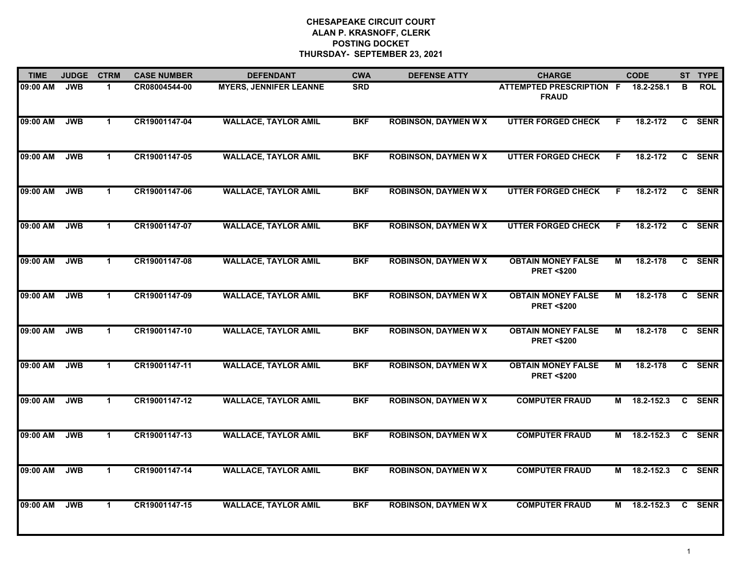**CHESAPEAKE CIRCUIT COURT**
**ALAN P. KRASNOFF, CLERK**
**POSTING DOCKET**
**THURSDAY- SEPTEMBER 23, 2021**

| TIME | JUDGE | CTRM | CASE NUMBER | DEFENDANT | CWA | DEFENSE ATTY | CHARGE | | CODE | ST | TYPE |
|---|---|---|---|---|---|---|---|---|---|---|---|
| 09:00 AM | JWB | 1 | CR08004544-00 | MYERS, JENNIFER LEANNE | SRD | | ATTEMPTED PRESCRIPTION FRAUD | F | 18.2-258.1 | B | ROL |
| 09:00 AM | JWB | 1 | CR19001147-04 | WALLACE, TAYLOR AMIL | BKF | ROBINSON, DAYMEN W X | UTTER FORGED CHECK | F | 18.2-172 | C | SENR |
| 09:00 AM | JWB | 1 | CR19001147-05 | WALLACE, TAYLOR AMIL | BKF | ROBINSON, DAYMEN W X | UTTER FORGED CHECK | F | 18.2-172 | C | SENR |
| 09:00 AM | JWB | 1 | CR19001147-06 | WALLACE, TAYLOR AMIL | BKF | ROBINSON, DAYMEN W X | UTTER FORGED CHECK | F | 18.2-172 | C | SENR |
| 09:00 AM | JWB | 1 | CR19001147-07 | WALLACE, TAYLOR AMIL | BKF | ROBINSON, DAYMEN W X | UTTER FORGED CHECK | F | 18.2-172 | C | SENR |
| 09:00 AM | JWB | 1 | CR19001147-08 | WALLACE, TAYLOR AMIL | BKF | ROBINSON, DAYMEN W X | OBTAIN MONEY FALSE PRET <$200 | M | 18.2-178 | C | SENR |
| 09:00 AM | JWB | 1 | CR19001147-09 | WALLACE, TAYLOR AMIL | BKF | ROBINSON, DAYMEN W X | OBTAIN MONEY FALSE PRET <$200 | M | 18.2-178 | C | SENR |
| 09:00 AM | JWB | 1 | CR19001147-10 | WALLACE, TAYLOR AMIL | BKF | ROBINSON, DAYMEN W X | OBTAIN MONEY FALSE PRET <$200 | M | 18.2-178 | C | SENR |
| 09:00 AM | JWB | 1 | CR19001147-11 | WALLACE, TAYLOR AMIL | BKF | ROBINSON, DAYMEN W X | OBTAIN MONEY FALSE PRET <$200 | M | 18.2-178 | C | SENR |
| 09:00 AM | JWB | 1 | CR19001147-12 | WALLACE, TAYLOR AMIL | BKF | ROBINSON, DAYMEN W X | COMPUTER FRAUD | M | 18.2-152.3 | C | SENR |
| 09:00 AM | JWB | 1 | CR19001147-13 | WALLACE, TAYLOR AMIL | BKF | ROBINSON, DAYMEN W X | COMPUTER FRAUD | M | 18.2-152.3 | C | SENR |
| 09:00 AM | JWB | 1 | CR19001147-14 | WALLACE, TAYLOR AMIL | BKF | ROBINSON, DAYMEN W X | COMPUTER FRAUD | M | 18.2-152.3 | C | SENR |
| 09:00 AM | JWB | 1 | CR19001147-15 | WALLACE, TAYLOR AMIL | BKF | ROBINSON, DAYMEN W X | COMPUTER FRAUD | M | 18.2-152.3 | C | SENR |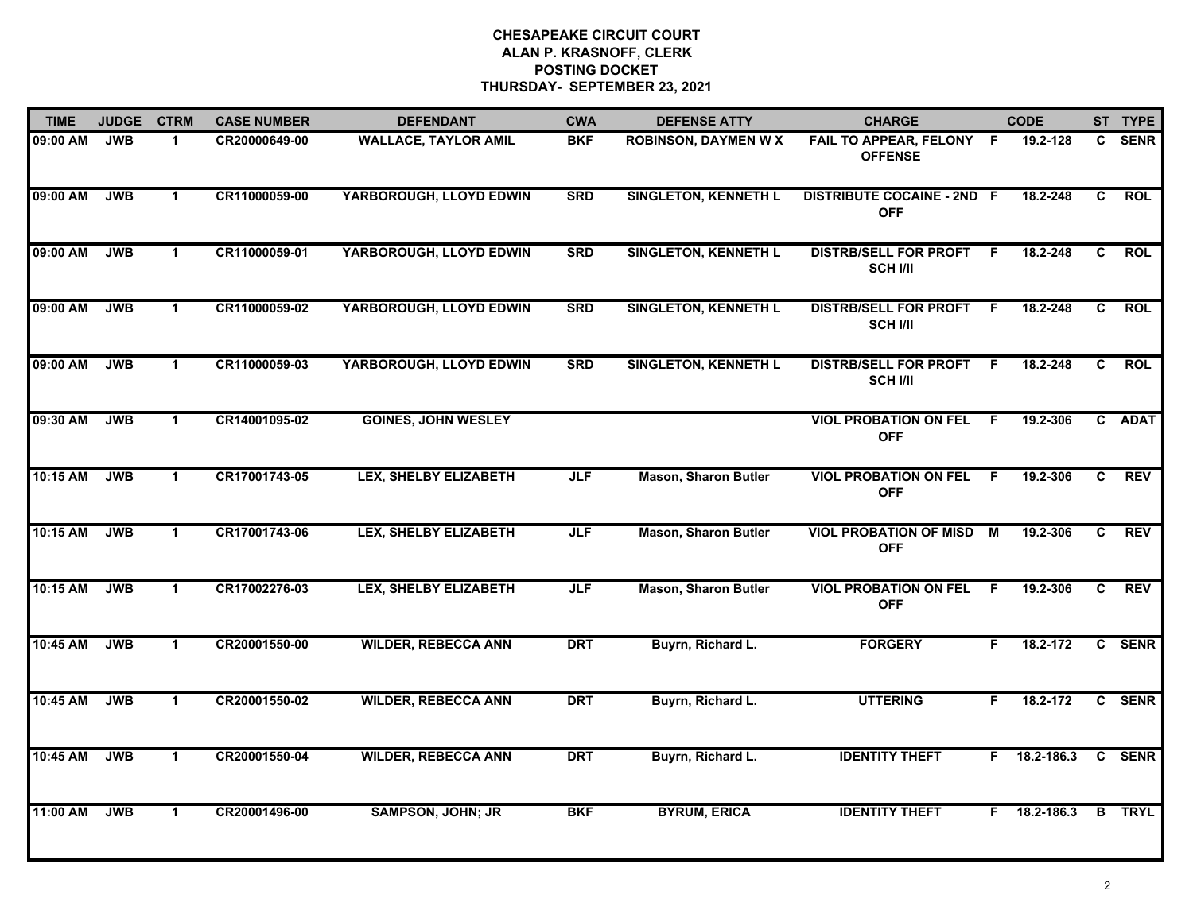# CHESAPEAKE CIRCUIT COURT
## ALAN P. KRASNOFF, CLERK
## POSTING DOCKET
## THURSDAY- SEPTEMBER 23, 2021

| TIME | JUDGE | CTRM | CASE NUMBER | DEFENDANT | CWA | DEFENSE ATTY | CHARGE | | CODE | ST | TYPE |
|---|---|---|---|---|---|---|---|---|---|---|---|
| 09:00 AM | JWB | 1 | CR20000649-00 | WALLACE, TAYLOR AMIL | BKF | ROBINSON, DAYMEN W X | FAIL TO APPEAR, FELONY OFFENSE | F | 19.2-128 | C | SENR |
| 09:00 AM | JWB | 1 | CR11000059-00 | YARBOROUGH, LLOYD EDWIN | SRD | SINGLETON, KENNETH L | DISTRIBUTE COCAINE - 2ND OFF | F | 18.2-248 | C | ROL |
| 09:00 AM | JWB | 1 | CR11000059-01 | YARBOROUGH, LLOYD EDWIN | SRD | SINGLETON, KENNETH L | DISTRB/SELL FOR PROFT SCH I/II | F | 18.2-248 | C | ROL |
| 09:00 AM | JWB | 1 | CR11000059-02 | YARBOROUGH, LLOYD EDWIN | SRD | SINGLETON, KENNETH L | DISTRB/SELL FOR PROFT SCH I/II | F | 18.2-248 | C | ROL |
| 09:00 AM | JWB | 1 | CR11000059-03 | YARBOROUGH, LLOYD EDWIN | SRD | SINGLETON, KENNETH L | DISTRB/SELL FOR PROFT SCH I/II | F | 18.2-248 | C | ROL |
| 09:30 AM | JWB | 1 | CR14001095-02 | GOINES, JOHN WESLEY | | | VIOL PROBATION ON FEL OFF | F | 19.2-306 | C | ADAT |
| 10:15 AM | JWB | 1 | CR17001743-05 | LEX, SHELBY ELIZABETH | JLF | Mason, Sharon Butler | VIOL PROBATION ON FEL OFF | F | 19.2-306 | C | REV |
| 10:15 AM | JWB | 1 | CR17001743-06 | LEX, SHELBY ELIZABETH | JLF | Mason, Sharon Butler | VIOL PROBATION OF MISD OFF | M | 19.2-306 | C | REV |
| 10:15 AM | JWB | 1 | CR17002276-03 | LEX, SHELBY ELIZABETH | JLF | Mason, Sharon Butler | VIOL PROBATION ON FEL OFF | F | 19.2-306 | C | REV |
| 10:45 AM | JWB | 1 | CR20001550-00 | WILDER, REBECCA ANN | DRT | Buyrn, Richard L. | FORGERY | F | 18.2-172 | C | SENR |
| 10:45 AM | JWB | 1 | CR20001550-02 | WILDER, REBECCA ANN | DRT | Buyrn, Richard L. | UTTERING | F | 18.2-172 | C | SENR |
| 10:45 AM | JWB | 1 | CR20001550-04 | WILDER, REBECCA ANN | DRT | Buyrn, Richard L. | IDENTITY THEFT | F | 18.2-186.3 | C | SENR |
| 11:00 AM | JWB | 1 | CR20001496-00 | SAMPSON, JOHN; JR | BKF | BYRUM, ERICA | IDENTITY THEFT | F | 18.2-186.3 | B | TRYL |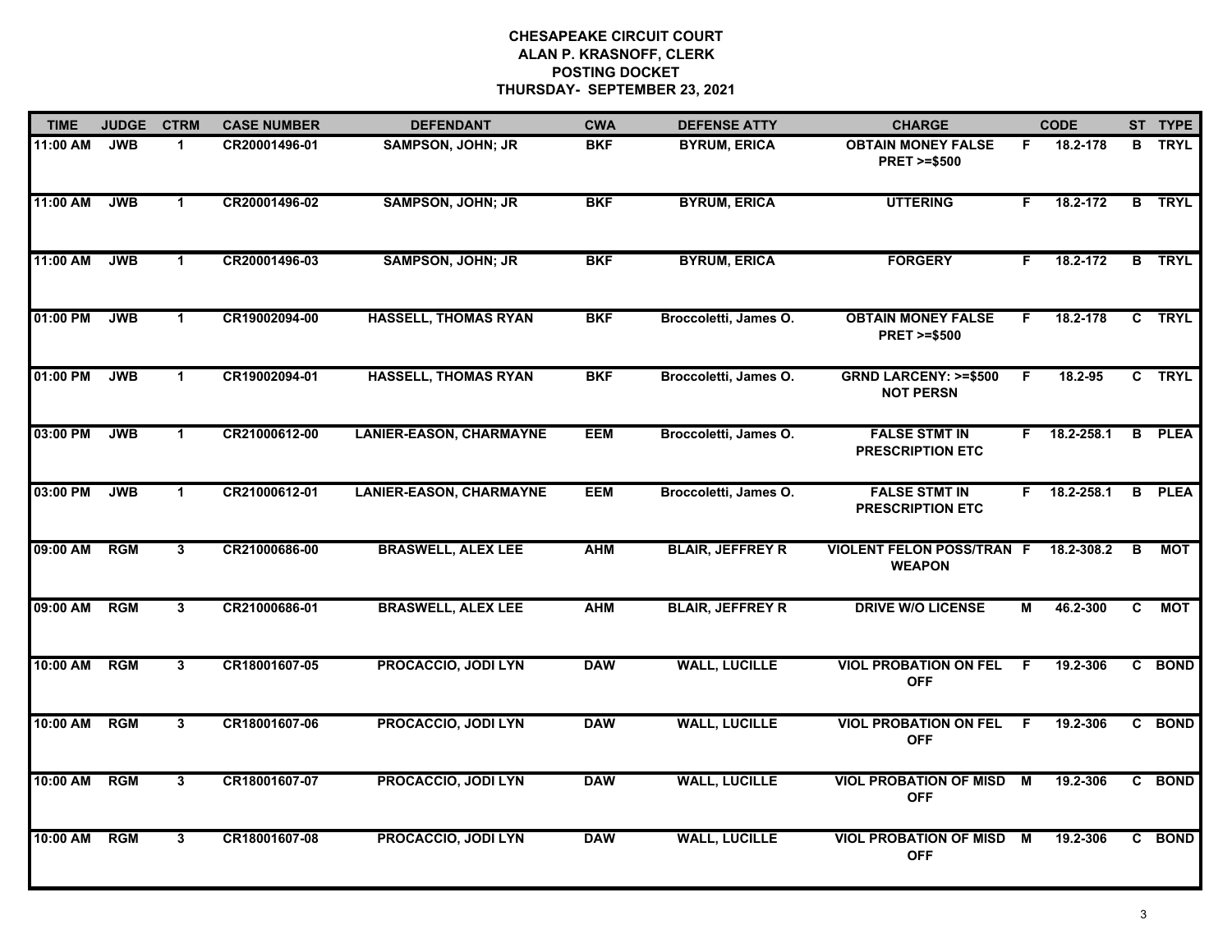# CHESAPEAKE CIRCUIT COURT
## ALAN P. KRASNOFF, CLERK
## POSTING DOCKET
## THURSDAY- SEPTEMBER 23, 2021

| TIME | JUDGE | CTRM | CASE NUMBER | DEFENDANT | CWA | DEFENSE ATTY | CHARGE | | CODE | ST | TYPE |
|---|---|---|---|---|---|---|---|---|---|---|---|
| 11:00 AM | JWB | 1 | CR20001496-01 | SAMPSON, JOHN; JR | BKF | BYRUM, ERICA | OBTAIN MONEY FALSE PRET >=$500 | F | 18.2-178 | B | TRYL |
| 11:00 AM | JWB | 1 | CR20001496-02 | SAMPSON, JOHN; JR | BKF | BYRUM, ERICA | UTTERING | F | 18.2-172 | B | TRYL |
| 11:00 AM | JWB | 1 | CR20001496-03 | SAMPSON, JOHN; JR | BKF | BYRUM, ERICA | FORGERY | F | 18.2-172 | B | TRYL |
| 01:00 PM | JWB | 1 | CR19002094-00 | HASSELL, THOMAS RYAN | BKF | Broccoletti, James O. | OBTAIN MONEY FALSE PRET >=$500 | F | 18.2-178 | C | TRYL |
| 01:00 PM | JWB | 1 | CR19002094-01 | HASSELL, THOMAS RYAN | BKF | Broccoletti, James O. | GRND LARCENY: >=$500 NOT PERSN | F | 18.2-95 | C | TRYL |
| 03:00 PM | JWB | 1 | CR21000612-00 | LANIER-EASON, CHARMAYNE | EEM | Broccoletti, James O. | FALSE STMT IN PRESCRIPTION ETC | F | 18.2-258.1 | B | PLEA |
| 03:00 PM | JWB | 1 | CR21000612-01 | LANIER-EASON, CHARMAYNE | EEM | Broccoletti, James O. | FALSE STMT IN PRESCRIPTION ETC | F | 18.2-258.1 | B | PLEA |
| 09:00 AM | RGM | 3 | CR21000686-00 | BRASWELL, ALEX LEE | AHM | BLAIR, JEFFREY R | VIOLENT FELON POSS/TRAN WEAPON | F | 18.2-308.2 | B | MOT |
| 09:00 AM | RGM | 3 | CR21000686-01 | BRASWELL, ALEX LEE | AHM | BLAIR, JEFFREY R | DRIVE W/O LICENSE | M | 46.2-300 | C | MOT |
| 10:00 AM | RGM | 3 | CR18001607-05 | PROCACCIO, JODI LYN | DAW | WALL, LUCILLE | VIOL PROBATION ON FEL OFF | F | 19.2-306 | C | BOND |
| 10:00 AM | RGM | 3 | CR18001607-06 | PROCACCIO, JODI LYN | DAW | WALL, LUCILLE | VIOL PROBATION ON FEL OFF | F | 19.2-306 | C | BOND |
| 10:00 AM | RGM | 3 | CR18001607-07 | PROCACCIO, JODI LYN | DAW | WALL, LUCILLE | VIOL PROBATION OF MISD OFF | M | 19.2-306 | C | BOND |
| 10:00 AM | RGM | 3 | CR18001607-08 | PROCACCIO, JODI LYN | DAW | WALL, LUCILLE | VIOL PROBATION OF MISD OFF | M | 19.2-306 | C | BOND |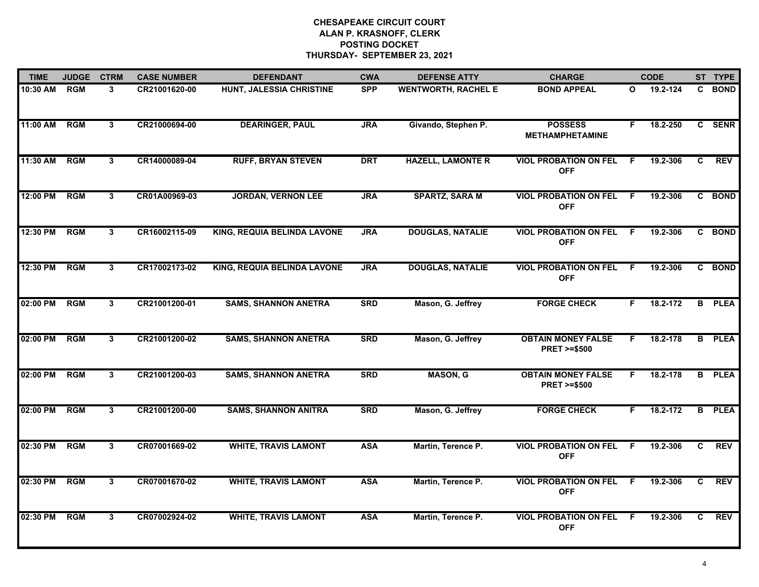**CHESAPEAKE CIRCUIT COURT**
**ALAN P. KRASNOFF, CLERK**
**POSTING DOCKET**
**THURSDAY- SEPTEMBER 23, 2021**

| TIME | JUDGE | CTRM | CASE NUMBER | DEFENDANT | CWA | DEFENSE ATTY | CHARGE | | CODE | ST | TYPE |
|---|---|---|---|---|---|---|---|---|---|---|---|
| 10:30 AM | RGM | 3 | CR21001620-00 | HUNT, JALESSIA CHRISTINE | SPP | WENTWORTH, RACHEL E | BOND APPEAL | O | 19.2-124 | C | BOND |
| 11:00 AM | RGM | 3 | CR21000694-00 | DEARINGER, PAUL | JRA | Givando, Stephen P. | POSSESS METHAMPHETAMINE | F | 18.2-250 | C | SENR |
| 11:30 AM | RGM | 3 | CR14000089-04 | RUFF, BRYAN STEVEN | DRT | HAZELL, LAMONTE R | VIOL PROBATION ON FEL OFF | F | 19.2-306 | C | REV |
| 12:00 PM | RGM | 3 | CR01A00969-03 | JORDAN, VERNON LEE | JRA | SPARTZ, SARA M | VIOL PROBATION ON FEL OFF | F | 19.2-306 | C | BOND |
| 12:30 PM | RGM | 3 | CR16002115-09 | KING, REQUIA BELINDA LAVONE | JRA | DOUGLAS, NATALIE | VIOL PROBATION ON FEL OFF | F | 19.2-306 | C | BOND |
| 12:30 PM | RGM | 3 | CR17002173-02 | KING, REQUIA BELINDA LAVONE | JRA | DOUGLAS, NATALIE | VIOL PROBATION ON FEL OFF | F | 19.2-306 | C | BOND |
| 02:00 PM | RGM | 3 | CR21001200-01 | SAMS, SHANNON ANETRA | SRD | Mason, G. Jeffrey | FORGE CHECK | F | 18.2-172 | B | PLEA |
| 02:00 PM | RGM | 3 | CR21001200-02 | SAMS, SHANNON ANETRA | SRD | Mason, G. Jeffrey | OBTAIN MONEY FALSE PRET >=$500 | F | 18.2-178 | B | PLEA |
| 02:00 PM | RGM | 3 | CR21001200-03 | SAMS, SHANNON ANETRA | SRD | MASON, G | OBTAIN MONEY FALSE PRET >=$500 | F | 18.2-178 | B | PLEA |
| 02:00 PM | RGM | 3 | CR21001200-00 | SAMS, SHANNON ANITRA | SRD | Mason, G. Jeffrey | FORGE CHECK | F | 18.2-172 | B | PLEA |
| 02:30 PM | RGM | 3 | CR07001669-02 | WHITE, TRAVIS LAMONT | ASA | Martin, Terence P. | VIOL PROBATION ON FEL OFF | F | 19.2-306 | C | REV |
| 02:30 PM | RGM | 3 | CR07001670-02 | WHITE, TRAVIS LAMONT | ASA | Martin, Terence P. | VIOL PROBATION ON FEL OFF | F | 19.2-306 | C | REV |
| 02:30 PM | RGM | 3 | CR07002924-02 | WHITE, TRAVIS LAMONT | ASA | Martin, Terence P. | VIOL PROBATION ON FEL OFF | F | 19.2-306 | C | REV |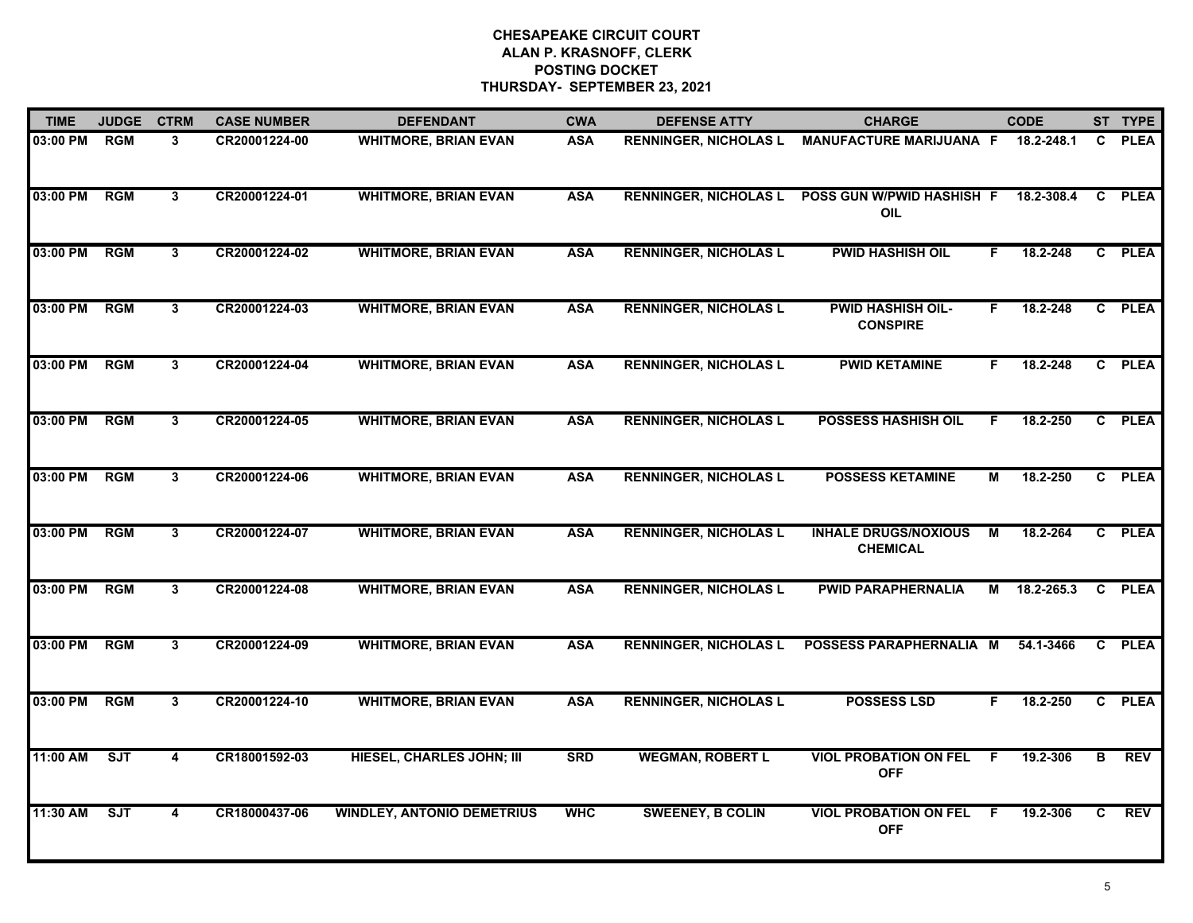**CHESAPEAKE CIRCUIT COURT**
**ALAN P. KRASNOFF, CLERK**
**POSTING DOCKET**
**THURSDAY- SEPTEMBER 23, 2021**

| TIME | JUDGE | CTRM | CASE NUMBER | DEFENDANT | CWA | DEFENSE ATTY | CHARGE | | CODE | ST | TYPE |
|---|---|---|---|---|---|---|---|---|---|---|---|
| 03:00 PM | RGM | 3 | CR20001224-00 | WHITMORE, BRIAN EVAN | ASA | RENNINGER, NICHOLAS L | MANUFACTURE MARIJUANA | F | 18.2-248.1 | C | PLEA |
| 03:00 PM | RGM | 3 | CR20001224-01 | WHITMORE, BRIAN EVAN | ASA | RENNINGER, NICHOLAS L | POSS GUN W/PWID HASHISH OIL | F | 18.2-308.4 | C | PLEA |
| 03:00 PM | RGM | 3 | CR20001224-02 | WHITMORE, BRIAN EVAN | ASA | RENNINGER, NICHOLAS L | PWID HASHISH OIL | F | 18.2-248 | C | PLEA |
| 03:00 PM | RGM | 3 | CR20001224-03 | WHITMORE, BRIAN EVAN | ASA | RENNINGER, NICHOLAS L | PWID HASHISH OIL-CONSPIRE | F | 18.2-248 | C | PLEA |
| 03:00 PM | RGM | 3 | CR20001224-04 | WHITMORE, BRIAN EVAN | ASA | RENNINGER, NICHOLAS L | PWID KETAMINE | F | 18.2-248 | C | PLEA |
| 03:00 PM | RGM | 3 | CR20001224-05 | WHITMORE, BRIAN EVAN | ASA | RENNINGER, NICHOLAS L | POSSESS HASHISH OIL | F | 18.2-250 | C | PLEA |
| 03:00 PM | RGM | 3 | CR20001224-06 | WHITMORE, BRIAN EVAN | ASA | RENNINGER, NICHOLAS L | POSSESS KETAMINE | M | 18.2-250 | C | PLEA |
| 03:00 PM | RGM | 3 | CR20001224-07 | WHITMORE, BRIAN EVAN | ASA | RENNINGER, NICHOLAS L | INHALE DRUGS/NOXIOUS CHEMICAL | M | 18.2-264 | C | PLEA |
| 03:00 PM | RGM | 3 | CR20001224-08 | WHITMORE, BRIAN EVAN | ASA | RENNINGER, NICHOLAS L | PWID PARAPHERNALIA | M | 18.2-265.3 | C | PLEA |
| 03:00 PM | RGM | 3 | CR20001224-09 | WHITMORE, BRIAN EVAN | ASA | RENNINGER, NICHOLAS L | POSSESS PARAPHERNALIA | M | 54.1-3466 | C | PLEA |
| 03:00 PM | RGM | 3 | CR20001224-10 | WHITMORE, BRIAN EVAN | ASA | RENNINGER, NICHOLAS L | POSSESS LSD | F | 18.2-250 | C | PLEA |
| 11:00 AM | SJT | 4 | CR18001592-03 | HIESEL, CHARLES JOHN; III | SRD | WEGMAN, ROBERT L | VIOL PROBATION ON FEL OFF | F | 19.2-306 | B | REV |
| 11:30 AM | SJT | 4 | CR18000437-06 | WINDLEY, ANTONIO DEMETRIUS | WHC | SWEENEY, B COLIN | VIOL PROBATION ON FEL OFF | F | 19.2-306 | C | REV |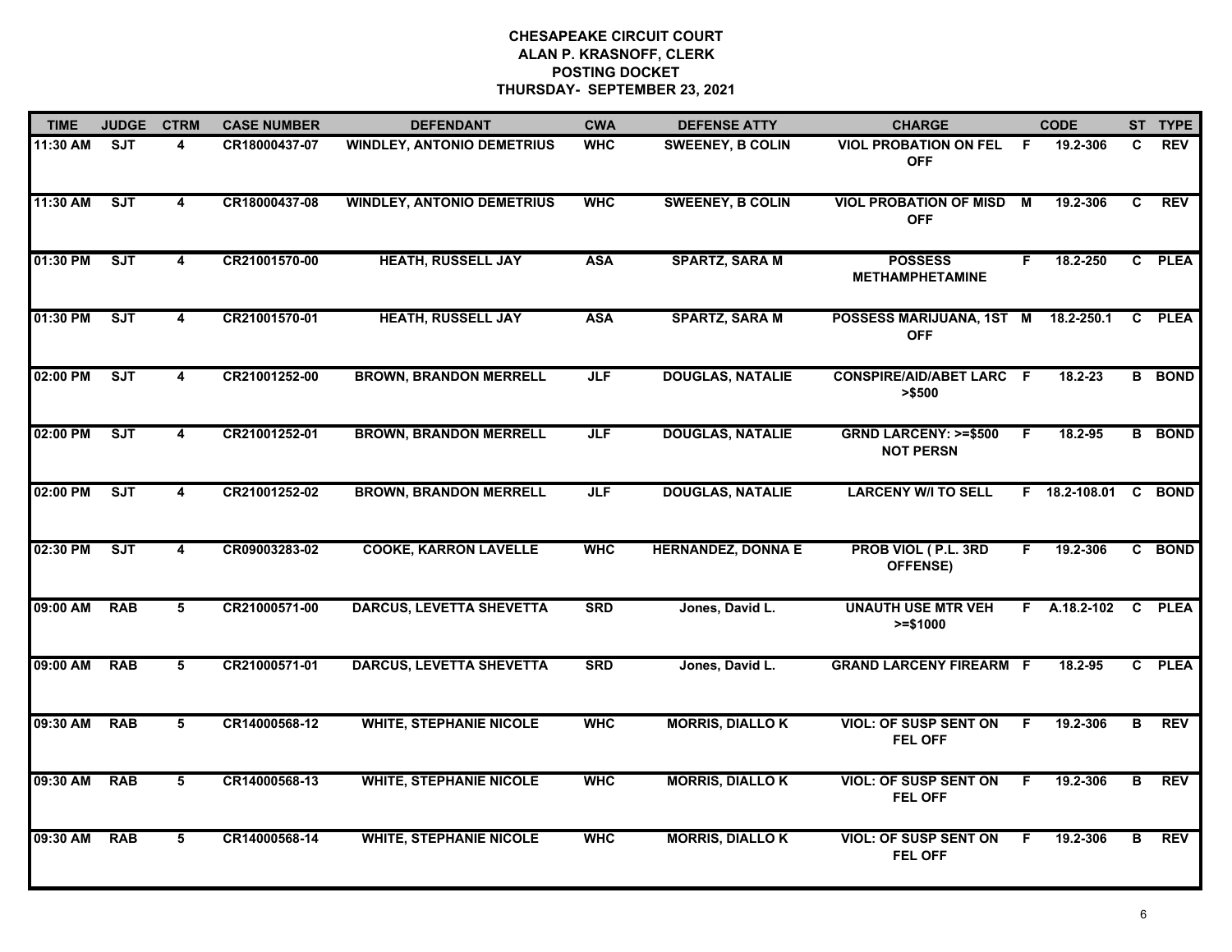**CHESAPEAKE CIRCUIT COURT**
**ALAN P. KRASNOFF, CLERK**
**POSTING DOCKET**
**THURSDAY- SEPTEMBER 23, 2021**

| TIME | JUDGE | CTRM | CASE NUMBER | DEFENDANT | CWA | DEFENSE ATTY | CHARGE | | CODE | ST | TYPE |
|---|---|---|---|---|---|---|---|---|---|---|---|
| 11:30 AM | SJT | 4 | CR18000437-07 | WINDLEY, ANTONIO DEMETRIUS | WHC | SWEENEY, B COLIN | VIOL PROBATION ON FEL OFF | F | 19.2-306 | C | REV |
| 11:30 AM | SJT | 4 | CR18000437-08 | WINDLEY, ANTONIO DEMETRIUS | WHC | SWEENEY, B COLIN | VIOL PROBATION OF MISD OFF | M | 19.2-306 | C | REV |
| 01:30 PM | SJT | 4 | CR21001570-00 | HEATH, RUSSELL JAY | ASA | SPARTZ, SARA M | POSSESS METHAMPHETAMINE | F | 18.2-250 | C | PLEA |
| 01:30 PM | SJT | 4 | CR21001570-01 | HEATH, RUSSELL JAY | ASA | SPARTZ, SARA M | POSSESS MARIJUANA, 1ST OFF | M | 18.2-250.1 | C | PLEA |
| 02:00 PM | SJT | 4 | CR21001252-00 | BROWN, BRANDON MERRELL | JLF | DOUGLAS, NATALIE | CONSPIRE/AID/ABET LARC >$500 | F | 18.2-23 | B | BOND |
| 02:00 PM | SJT | 4 | CR21001252-01 | BROWN, BRANDON MERRELL | JLF | DOUGLAS, NATALIE | GRND LARCENY: >=$500 NOT PERSN | F | 18.2-95 | B | BOND |
| 02:00 PM | SJT | 4 | CR21001252-02 | BROWN, BRANDON MERRELL | JLF | DOUGLAS, NATALIE | LARCENY W/I TO SELL | F | 18.2-108.01 | C | BOND |
| 02:30 PM | SJT | 4 | CR09003283-02 | COOKE, KARRON LAVELLE | WHC | HERNANDEZ, DONNA E | PROB VIOL ( P.L. 3RD OFFENSE) | F | 19.2-306 | C | BOND |
| 09:00 AM | RAB | 5 | CR21000571-00 | DARCUS, LEVETTA SHEVETTA | SRD | Jones, David L. | UNAUTH USE MTR VEH >=$1000 | F | A.18.2-102 | C | PLEA |
| 09:00 AM | RAB | 5 | CR21000571-01 | DARCUS, LEVETTA SHEVETTA | SRD | Jones, David L. | GRAND LARCENY FIREARM | F | 18.2-95 | C | PLEA |
| 09:30 AM | RAB | 5 | CR14000568-12 | WHITE, STEPHANIE NICOLE | WHC | MORRIS, DIALLO K | VIOL: OF SUSP SENT ON FEL OFF | F | 19.2-306 | B | REV |
| 09:30 AM | RAB | 5 | CR14000568-13 | WHITE, STEPHANIE NICOLE | WHC | MORRIS, DIALLO K | VIOL: OF SUSP SENT ON FEL OFF | F | 19.2-306 | B | REV |
| 09:30 AM | RAB | 5 | CR14000568-14 | WHITE, STEPHANIE NICOLE | WHC | MORRIS, DIALLO K | VIOL: OF SUSP SENT ON FEL OFF | F | 19.2-306 | B | REV |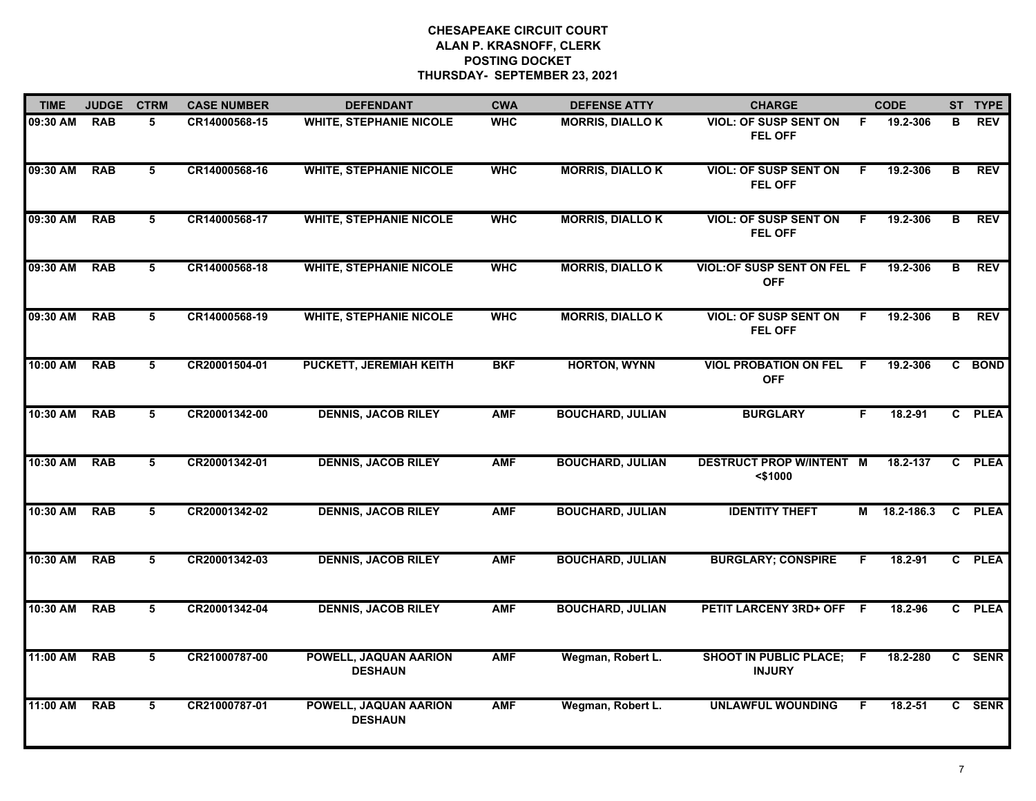# CHESAPEAKE CIRCUIT COURT
## ALAN P. KRASNOFF, CLERK
## POSTING DOCKET
## THURSDAY- SEPTEMBER 23, 2021

| TIME | JUDGE | CTRM | CASE NUMBER | DEFENDANT | CWA | DEFENSE ATTY | CHARGE | | CODE | ST | TYPE |
|---|---|---|---|---|---|---|---|---|---|---|---|
| 09:30 AM | RAB | 5 | CR14000568-15 | WHITE, STEPHANIE NICOLE | WHC | MORRIS, DIALLO K | VIOL: OF SUSP SENT ON FEL OFF | F | 19.2-306 | B | REV |
| 09:30 AM | RAB | 5 | CR14000568-16 | WHITE, STEPHANIE NICOLE | WHC | MORRIS, DIALLO K | VIOL: OF SUSP SENT ON FEL OFF | F | 19.2-306 | B | REV |
| 09:30 AM | RAB | 5 | CR14000568-17 | WHITE, STEPHANIE NICOLE | WHC | MORRIS, DIALLO K | VIOL: OF SUSP SENT ON FEL OFF | F | 19.2-306 | B | REV |
| 09:30 AM | RAB | 5 | CR14000568-18 | WHITE, STEPHANIE NICOLE | WHC | MORRIS, DIALLO K | VIOL:OF SUSP SENT ON FEL OFF | F | 19.2-306 | B | REV |
| 09:30 AM | RAB | 5 | CR14000568-19 | WHITE, STEPHANIE NICOLE | WHC | MORRIS, DIALLO K | VIOL: OF SUSP SENT ON FEL OFF | F | 19.2-306 | B | REV |
| 10:00 AM | RAB | 5 | CR20001504-01 | PUCKETT, JEREMIAH KEITH | BKF | HORTON, WYNN | VIOL PROBATION ON FEL OFF | F | 19.2-306 | C | BOND |
| 10:30 AM | RAB | 5 | CR20001342-00 | DENNIS, JACOB RILEY | AMF | BOUCHARD, JULIAN | BURGLARY | F | 18.2-91 | C | PLEA |
| 10:30 AM | RAB | 5 | CR20001342-01 | DENNIS, JACOB RILEY | AMF | BOUCHARD, JULIAN | DESTRUCT PROP W/INTENT <$1000 | M | 18.2-137 | C | PLEA |
| 10:30 AM | RAB | 5 | CR20001342-02 | DENNIS, JACOB RILEY | AMF | BOUCHARD, JULIAN | IDENTITY THEFT | M | 18.2-186.3 | C | PLEA |
| 10:30 AM | RAB | 5 | CR20001342-03 | DENNIS, JACOB RILEY | AMF | BOUCHARD, JULIAN | BURGLARY; CONSPIRE | F | 18.2-91 | C | PLEA |
| 10:30 AM | RAB | 5 | CR20001342-04 | DENNIS, JACOB RILEY | AMF | BOUCHARD, JULIAN | PETIT LARCENY 3RD+ OFF | F | 18.2-96 | C | PLEA |
| 11:00 AM | RAB | 5 | CR21000787-00 | POWELL, JAQUAN AARION DESHAUN | AMF | Wegman, Robert L. | SHOOT IN PUBLIC PLACE; INJURY | F | 18.2-280 | C | SENR |
| 11:00 AM | RAB | 5 | CR21000787-01 | POWELL, JAQUAN AARION DESHAUN | AMF | Wegman, Robert L. | UNLAWFUL WOUNDING | F | 18.2-51 | C | SENR |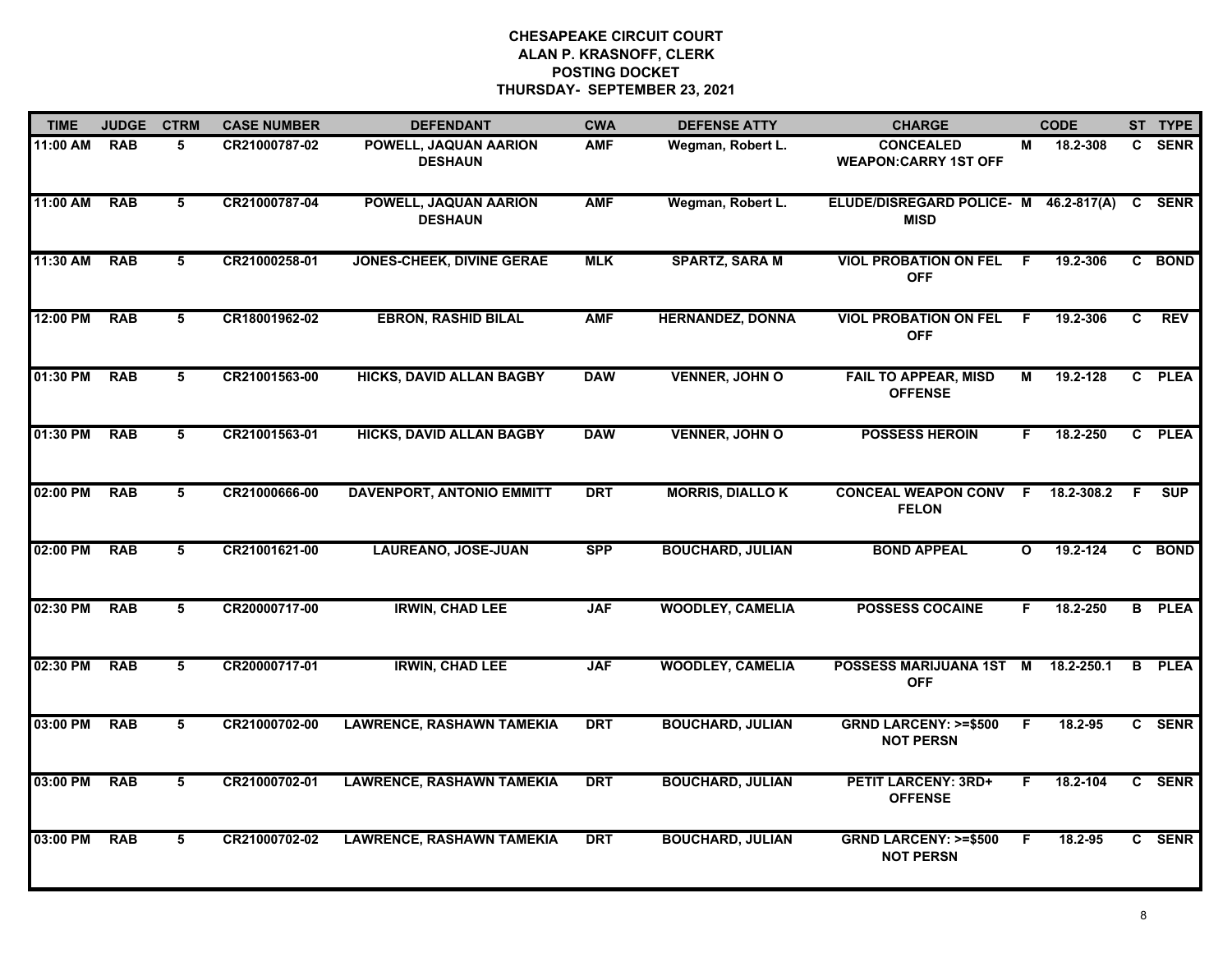# CHESAPEAKE CIRCUIT COURT
## ALAN P. KRASNOFF, CLERK
## POSTING DOCKET
## THURSDAY- SEPTEMBER 23, 2021

| TIME | JUDGE | CTRM | CASE NUMBER | DEFENDANT | CWA | DEFENSE ATTY | CHARGE | | CODE | ST | TYPE |
|---|---|---|---|---|---|---|---|---|---|---|---|
| 11:00 AM | RAB | 5 | CR21000787-02 | POWELL, JAQUAN AARION DESHAUN | AMF | Wegman, Robert L. | CONCEALED WEAPON:CARRY 1ST OFF | M | 18.2-308 | C | SENR |
| 11:00 AM | RAB | 5 | CR21000787-04 | POWELL, JAQUAN AARION DESHAUN | AMF | Wegman, Robert L. | ELUDE/DISREGARD POLICE-MISD | M | 46.2-817(A) | C | SENR |
| 11:30 AM | RAB | 5 | CR21000258-01 | JONES-CHEEK, DIVINE GERAE | MLK | SPARTZ, SARA M | VIOL PROBATION ON FEL OFF | F | 19.2-306 | C | BOND |
| 12:00 PM | RAB | 5 | CR18001962-02 | EBRON, RASHID BILAL | AMF | HERNANDEZ, DONNA | VIOL PROBATION ON FEL OFF | F | 19.2-306 | C | REV |
| 01:30 PM | RAB | 5 | CR21001563-00 | HICKS, DAVID ALLAN BAGBY | DAW | VENNER, JOHN O | FAIL TO APPEAR, MISD OFFENSE | M | 19.2-128 | C | PLEA |
| 01:30 PM | RAB | 5 | CR21001563-01 | HICKS, DAVID ALLAN BAGBY | DAW | VENNER, JOHN O | POSSESS HEROIN | F | 18.2-250 | C | PLEA |
| 02:00 PM | RAB | 5 | CR21000666-00 | DAVENPORT, ANTONIO EMMITT | DRT | MORRIS, DIALLO K | CONCEAL WEAPON CONV FELON | F | 18.2-308.2 | F | SUP |
| 02:00 PM | RAB | 5 | CR21001621-00 | LAUREANO, JOSE-JUAN | SPP | BOUCHARD, JULIAN | BOND APPEAL | O | 19.2-124 | C | BOND |
| 02:30 PM | RAB | 5 | CR20000717-00 | IRWIN, CHAD LEE | JAF | WOODLEY, CAMELIA | POSSESS COCAINE | F | 18.2-250 | B | PLEA |
| 02:30 PM | RAB | 5 | CR20000717-01 | IRWIN, CHAD LEE | JAF | WOODLEY, CAMELIA | POSSESS MARIJUANA 1ST OFF | M | 18.2-250.1 | B | PLEA |
| 03:00 PM | RAB | 5 | CR21000702-00 | LAWRENCE, RASHAWN TAMEKIA | DRT | BOUCHARD, JULIAN | GRND LARCENY: >=$500 NOT PERSN | F | 18.2-95 | C | SENR |
| 03:00 PM | RAB | 5 | CR21000702-01 | LAWRENCE, RASHAWN TAMEKIA | DRT | BOUCHARD, JULIAN | PETIT LARCENY: 3RD+ OFFENSE | F | 18.2-104 | C | SENR |
| 03:00 PM | RAB | 5 | CR21000702-02 | LAWRENCE, RASHAWN TAMEKIA | DRT | BOUCHARD, JULIAN | GRND LARCENY: >=$500 NOT PERSN | F | 18.2-95 | C | SENR |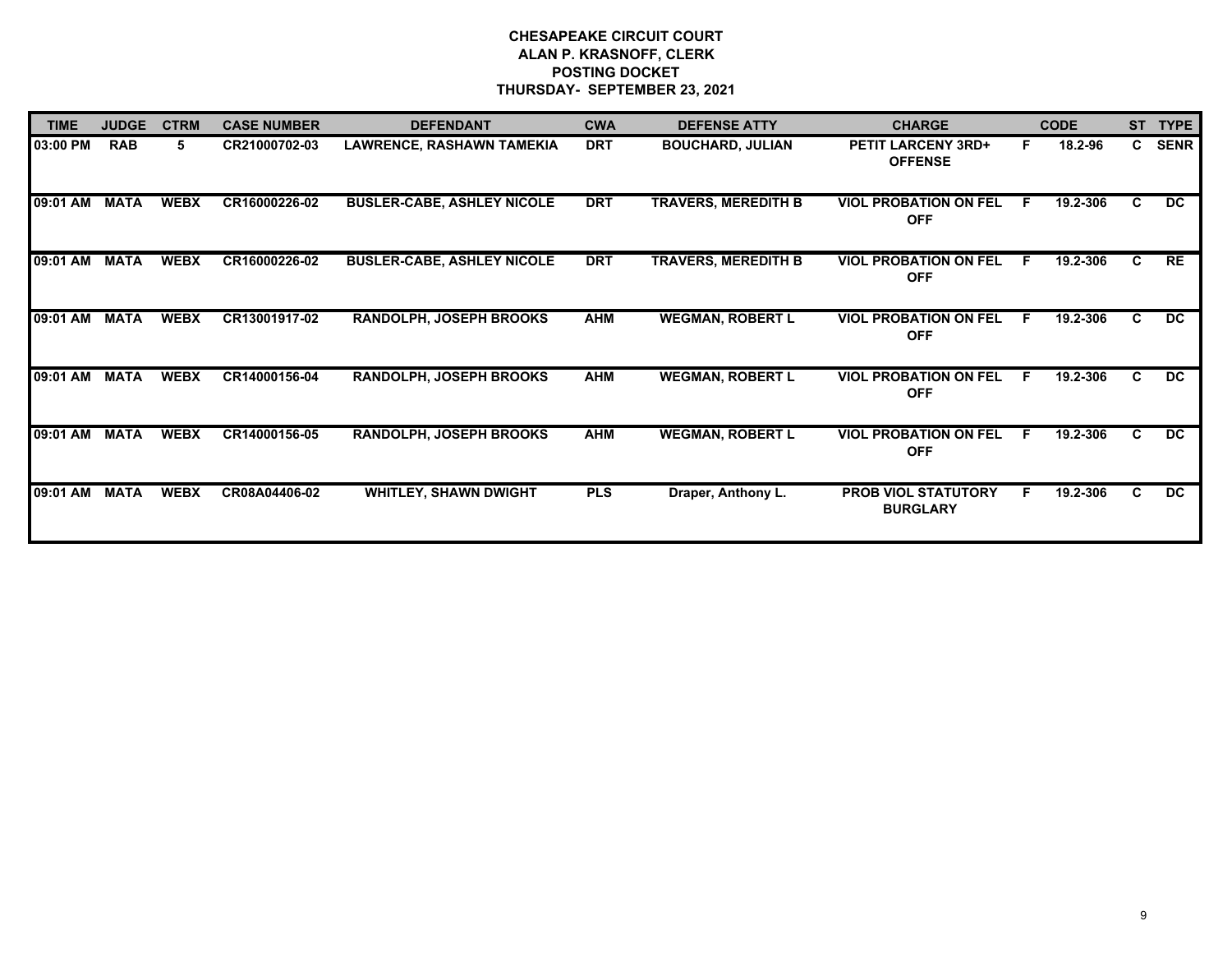**CHESAPEAKE CIRCUIT COURT**
**ALAN P. KRASNOFF, CLERK**
**POSTING DOCKET**
**THURSDAY- SEPTEMBER 23, 2021**

| TIME | JUDGE | CTRM | CASE NUMBER | DEFENDANT | CWA | DEFENSE ATTY | CHARGE | | CODE | ST | TYPE |
|---|---|---|---|---|---|---|---|---|---|---|---|
| 03:00 PM | RAB | 5 | CR21000702-03 | LAWRENCE, RASHAWN TAMEKIA | DRT | BOUCHARD, JULIAN | PETIT LARCENY 3RD+ OFFENSE | F | 18.2-96 | C | SENR |
| 09:01 AM | MATA | WEBX | CR16000226-02 | BUSLER-CABE, ASHLEY NICOLE | DRT | TRAVERS, MEREDITH B | VIOL PROBATION ON FEL OFF | F | 19.2-306 | C | DC |
| 09:01 AM | MATA | WEBX | CR16000226-02 | BUSLER-CABE, ASHLEY NICOLE | DRT | TRAVERS, MEREDITH B | VIOL PROBATION ON FEL OFF | F | 19.2-306 | C | RE |
| 09:01 AM | MATA | WEBX | CR13001917-02 | RANDOLPH, JOSEPH BROOKS | AHM | WEGMAN, ROBERT L | VIOL PROBATION ON FEL OFF | F | 19.2-306 | C | DC |
| 09:01 AM | MATA | WEBX | CR14000156-04 | RANDOLPH, JOSEPH BROOKS | AHM | WEGMAN, ROBERT L | VIOL PROBATION ON FEL OFF | F | 19.2-306 | C | DC |
| 09:01 AM | MATA | WEBX | CR14000156-05 | RANDOLPH, JOSEPH BROOKS | AHM | WEGMAN, ROBERT L | VIOL PROBATION ON FEL OFF | F | 19.2-306 | C | DC |
| 09:01 AM | MATA | WEBX | CR08A04406-02 | WHITLEY, SHAWN DWIGHT | PLS | Draper, Anthony L. | PROB VIOL STATUTORY BURGLARY | F | 19.2-306 | C | DC |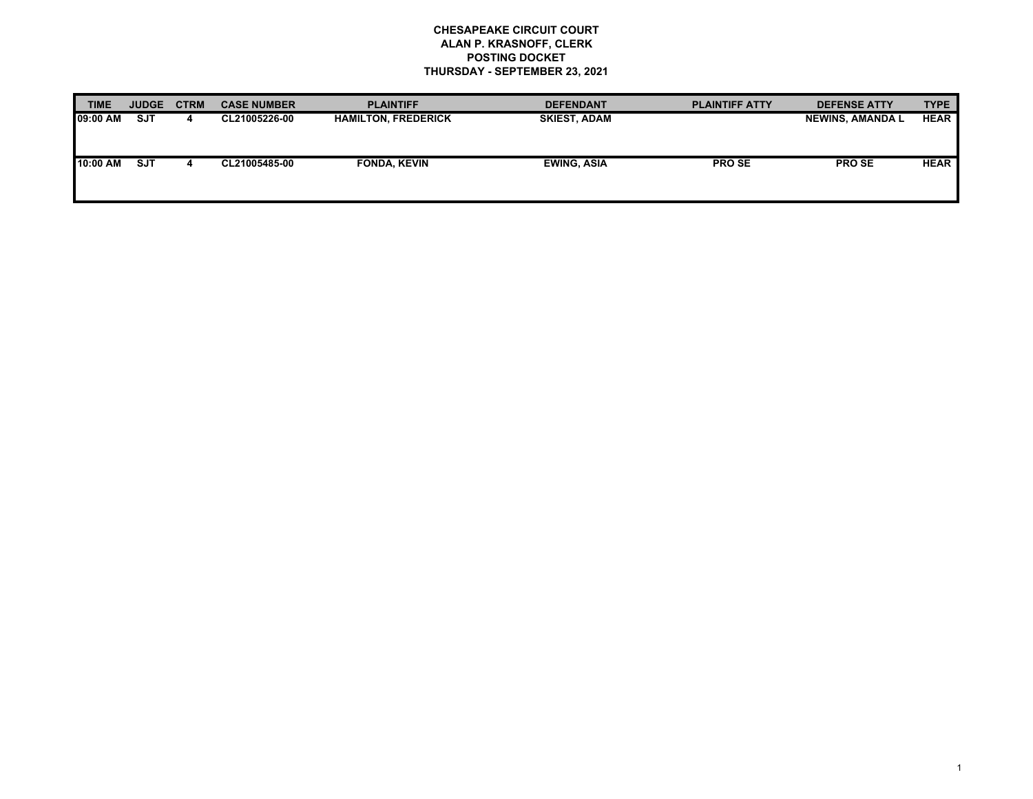**CHESAPEAKE CIRCUIT COURT**
**ALAN P. KRASNOFF, CLERK**
**POSTING DOCKET**
**THURSDAY - SEPTEMBER 23, 2021**

| TIME | JUDGE | CTRM | CASE NUMBER | PLAINTIFF | DEFENDANT | PLAINTIFF ATTY | DEFENSE ATTY | TYPE |
|---|---|---|---|---|---|---|---|---|
| 09:00 AM | SJT | 4 | CL21005226-00 | HAMILTON, FREDERICK | SKIEST, ADAM | | NEWINS, AMANDA L | HEAR |
| 10:00 AM | SJT | 4 | CL21005485-00 | FONDA, KEVIN | EWING, ASIA | PRO SE | PRO SE | HEAR |